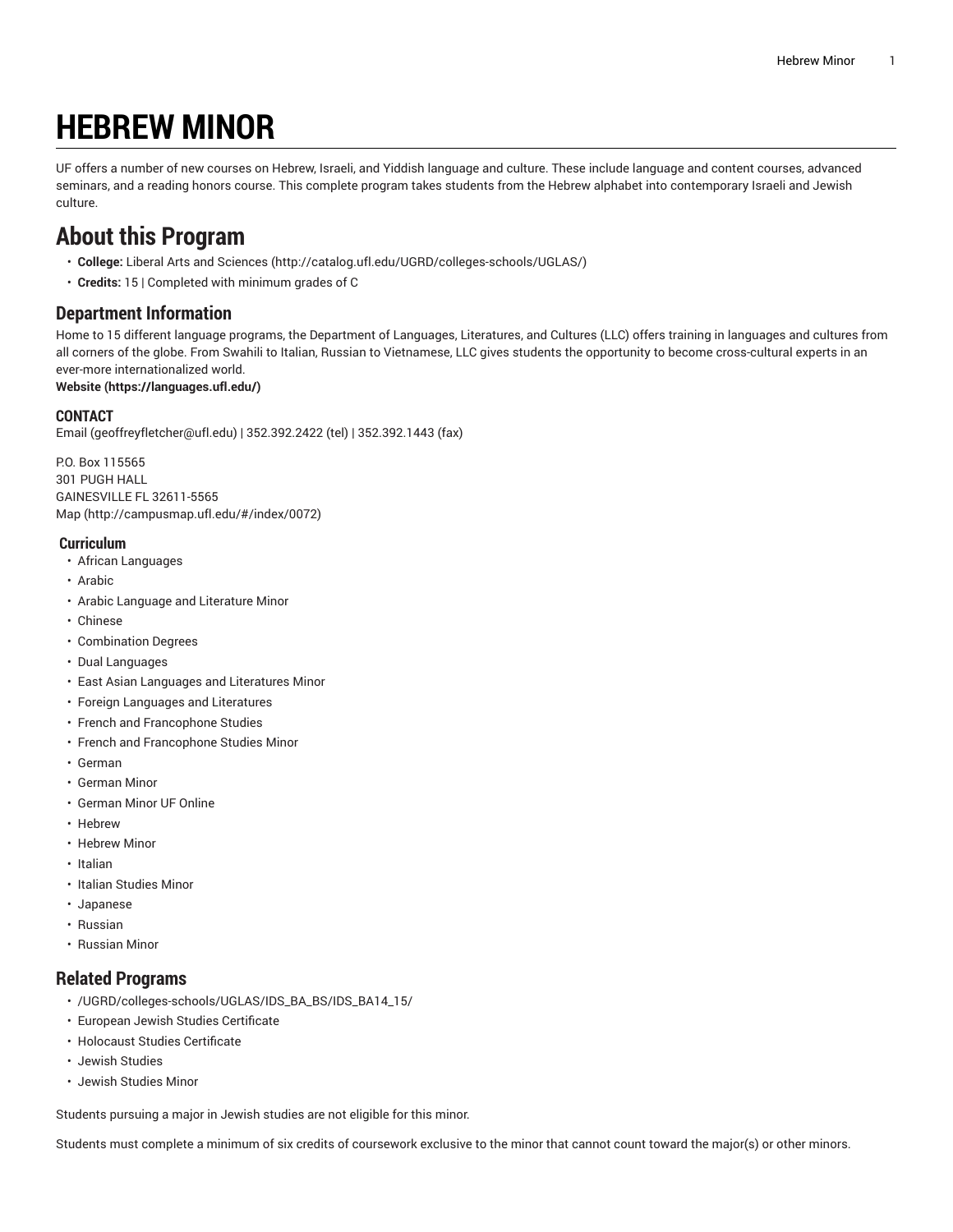# HEBREW MINOR

UF offers a number of new courses on Hebrew, Israeli, and Yiddish language and culture. These include language and content courses, advanced seminars, and a reading honors course. This complete program takes students from the Hebrew alphabet into contemporary Israeli and Jewish culture.

## About this Program

- **College:** Liberal Arts and Sciences (http://catalog.ufl.edu/UGRD/colleges-schools/UGLAS/)
- **Credits:** 15 | Completed with minimum grades of C

### Department Information

Home to 15 different language programs, the Department of Languages, Literatures, and Cultures (LLC) offers training in languages and cultures from all corners of the globe. From Swahili to Italian, Russian to Vietnamese, LLC gives students the opportunity to become cross-cultural experts in an ever-more internationalized world.
**Website (https://languages.ufl.edu/)**

#### CONTACT

Email (geoffreyfletcher@ufl.edu) | 352.392.2422 (tel) | 352.392.1443 (fax)

P.O. Box 115565
301 PUGH HALL
GAINESVILLE FL 32611-5565
Map (http://campusmap.ufl.edu/#/index/0072)

#### Curriculum

- African Languages
- Arabic
- Arabic Language and Literature Minor
- Chinese
- Combination Degrees
- Dual Languages
- East Asian Languages and Literatures Minor
- Foreign Languages and Literatures
- French and Francophone Studies
- French and Francophone Studies Minor
- German
- German Minor
- German Minor UF Online
- Hebrew
- Hebrew Minor
- Italian
- Italian Studies Minor
- Japanese
- Russian
- Russian Minor

### Related Programs

- /UGRD/colleges-schools/UGLAS/IDS_BA_BS/IDS_BA14_15/
- European Jewish Studies Certificate
- Holocaust Studies Certificate
- Jewish Studies
- Jewish Studies Minor

Students pursuing a major in Jewish studies are not eligible for this minor.

Students must complete a minimum of six credits of coursework exclusive to the minor that cannot count toward the major(s) or other minors.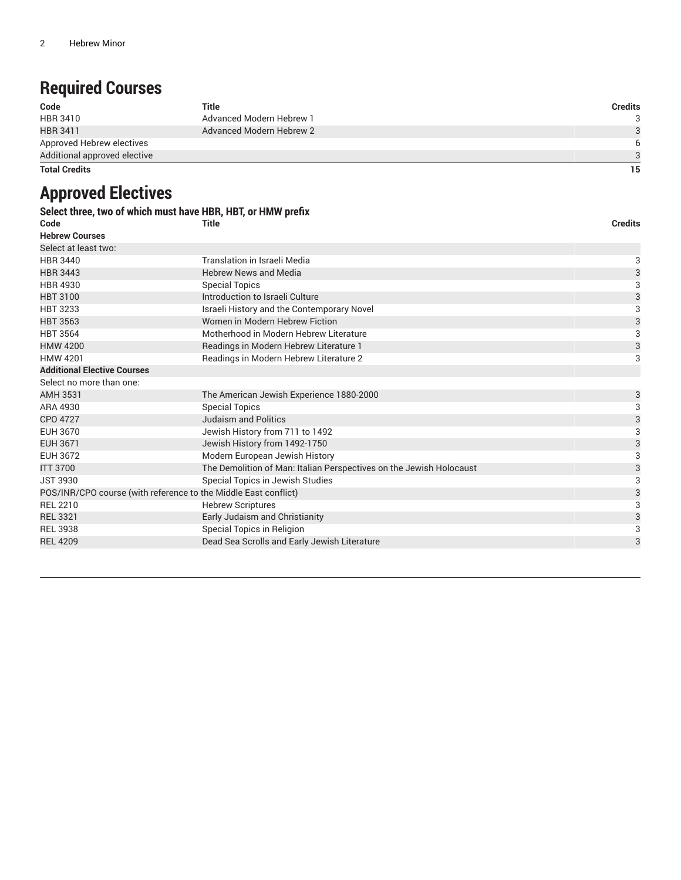## Required Courses

| Code | Title | Credits |
|---|---|---|
| HBR 3410 | Advanced Modern Hebrew 1 | 3 |
| HBR 3411 | Advanced Modern Hebrew 2 | 3 |
| Approved Hebrew electives | | 6 |
| Additional approved elective | | 3 |
| **Total Credits** | | **15** |

## Approved Electives

**Select three, two of which must have HBR, HBT, or HMW prefix**

| Code | Title | Credits |
|---|---|---|
| **Hebrew Courses** | | |
| Select at least two: | | |
| HBR 3440 | Translation in Israeli Media | 3 |
| HBR 3443 | Hebrew News and Media | 3 |
| HBR 4930 | Special Topics | 3 |
| HBT 3100 | Introduction to Israeli Culture | 3 |
| HBT 3233 | Israeli History and the Contemporary Novel | 3 |
| HBT 3563 | Women in Modern Hebrew Fiction | 3 |
| HBT 3564 | Motherhood in Modern Hebrew Literature | 3 |
| HMW 4200 | Readings in Modern Hebrew Literature 1 | 3 |
| HMW 4201 | Readings in Modern Hebrew Literature 2 | 3 |
| **Additional Elective Courses** | | |
| Select no more than one: | | |
| AMH 3531 | The American Jewish Experience 1880-2000 | 3 |
| ARA 4930 | Special Topics | 3 |
| CPO 4727 | Judaism and Politics | 3 |
| EUH 3670 | Jewish History from 711 to 1492 | 3 |
| EUH 3671 | Jewish History from 1492-1750 | 3 |
| EUH 3672 | Modern European Jewish History | 3 |
| ITT 3700 | The Demolition of Man: Italian Perspectives on the Jewish Holocaust | 3 |
| JST 3930 | Special Topics in Jewish Studies | 3 |
| POS/INR/CPO course (with reference to the Middle East conflict) | | 3 |
| REL 2210 | Hebrew Scriptures | 3 |
| REL 3321 | Early Judaism and Christianity | 3 |
| REL 3938 | Special Topics in Religion | 3 |
| REL 4209 | Dead Sea Scrolls and Early Jewish Literature | 3 |